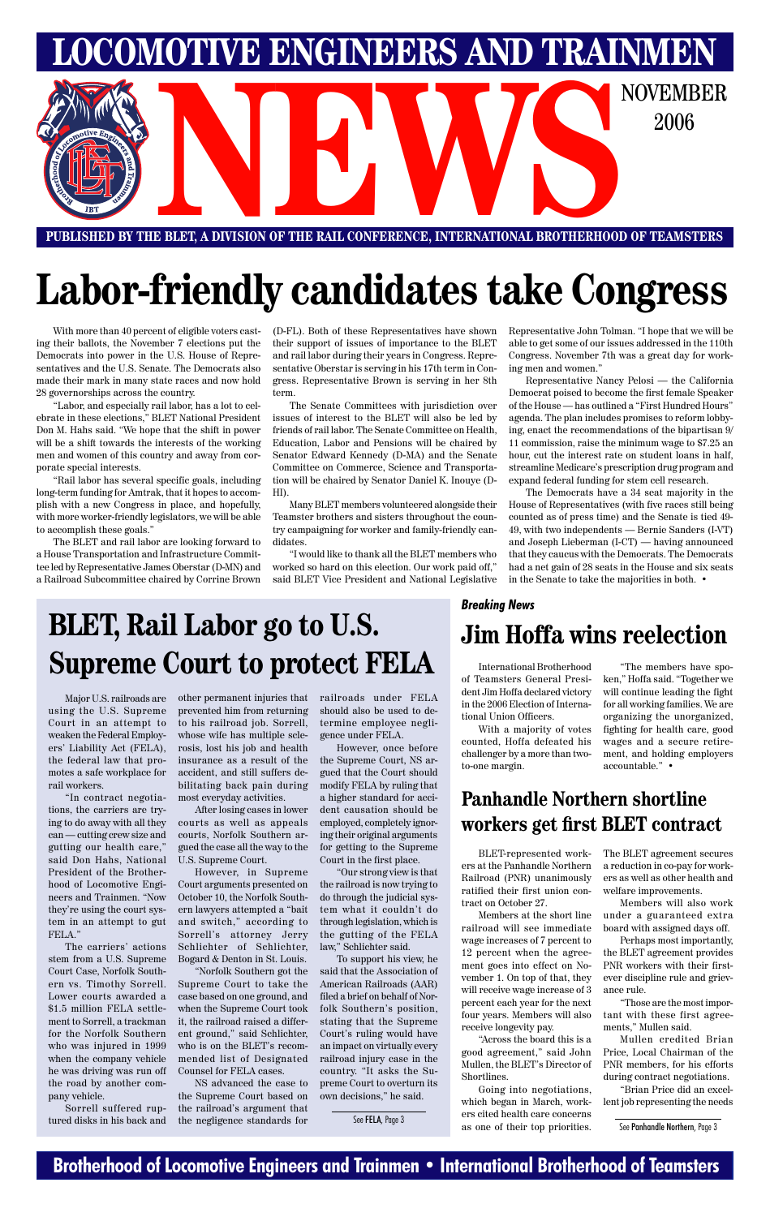# LOCOMOTIVE ENGINEERS AND TRAINMEN NEWS

NOVEMBER 2006

**PUBLISHED BY THE BLET, A DIVISION OF THE RAIL CONFERENCE, INTERNATIONAL BROTHERHOOD OF TEAMSTERS**

# Labor-friendly candidates take Congress

With more than 40 percent of eligible voters casting their ballots, the November 7 elections put the Democrats into power in the U.S. House of Representatives and the U.S. Senate. The Democrats also made their mark in many state races and now hold 28 governorships across the country.

"Labor, and especially rail labor, has a lot to celebrate in these elections," BLET National President Don M. Hahs said. "We hope that the shift in power will be a shift towards the interests of the working men and women of this country and away from corporate special interests.

"Rail labor has several specific goals, including long-term funding for Amtrak, that it hopes to accomplish with a new Congress in place, and hopefully, with more worker-friendly legislators, we will be able to accomplish these goals."

The BLET and rail labor are looking forward to a House Transportation and Infrastructure Committee led by Representative James Oberstar (D-MN) and a Railroad Subcommittee chaired by Corrine Brown (D-FL). Both of these Representatives have shown their support of issues of importance to the BLET and rail labor during their years in Congress. Representative Oberstar is serving in his 17th term in Congress. Representative Brown is serving in her 8th term.

The Senate Committees with jurisdiction over issues of interest to the BLET will also be led by friends of rail labor. The Senate Committee on Health, Education, Labor and Pensions will be chaired by Senator Edward Kennedy (D-MA) and the Senate Committee on Commerce, Science and Transportation will be chaired by Senator Daniel K. Inouye (D-HI).

Many BLET members volunteered alongside their Teamster brothers and sisters throughout the country campaigning for worker and family-friendly candidates.

"I would like to thank all the BLET members who worked so hard on this election. Our work paid off," said BLET Vice President and National Legislative Representative John Tolman. "I hope that we will be able to get some of our issues addressed in the 110th Congress. November 7th was a great day for working men and women."

Representative Nancy Pelosi — the California Democrat poised to become the first female Speaker of the House — has outlined a "First Hundred Hours" agenda. The plan includes promises to reform lobbying, enact the recommendations of the bipartisan 9/11 commission, raise the minimum wage to $7.25 an hour, cut the interest rate on student loans in half, streamline Medicare's prescription drug program and expand federal funding for stem cell research.

The Democrats have a 34 seat majority in the House of Representatives (with five races still being counted as of press time) and the Senate is tied 49-49, with two independents — Bernie Sanders (I-VT) and Joseph Lieberman (I-CT) — having announced that they caucus with the Democrats. The Democrats had a net gain of 28 seats in the House and six seats in the Senate to take the majorities in both. •

## BLET, Rail Labor go to U.S. Supreme Court to protect FELA

Major U.S. railroads are using the U.S. Supreme Court in an attempt to weaken the Federal Employers' Liability Act (FELA), the federal law that promotes a safe workplace for rail workers.

"In contract negotiations, the carriers are trying to do away with all they can — cutting crew size and gutting our health care," said Don Hahs, National President of the Brotherhood of Locomotive Engineers and Trainmen. "Now they're using the court system in an attempt to gut FELA."

The carriers' actions stem from a U.S. Supreme Court Case, Norfolk Southern vs. Timothy Sorrell. Lower courts awarded a $1.5 million FELA settlement to Sorrell, a trackman for the Norfolk Southern who was injured in 1999 when the company vehicle he was driving was run off the road by another company vehicle.

Sorrell suffered ruptured disks in his back and other permanent injuries that prevented him from returning to his railroad job. Sorrell, whose wife has multiple selerosis, lost his job and health insurance as a result of the accident, and still suffers debilitating back pain during most everyday activities.

After losing cases in lower courts as well as appeals courts, Norfolk Southern argued the case all the way to the U.S. Supreme Court.

However, in Supreme Court arguments presented on October 10, the Norfolk Southern lawyers attempted a "bait and switch," according to Sorrell's attorney Jerry Schlichter of Schlichter, Bogard & Denton in St. Louis.

"Norfolk Southern got the Supreme Court to take the case based on one ground, and when the Supreme Court took it, the railroad raised a different ground," said Schlichter, who is on the BLET's recommended list of Designated Counsel for FELA cases.

NS advanced the case to the Supreme Court based on the railroad's argument that the negligence standards for railroads under FELA should also be used to determine employee negligence under FELA.

However, once before the Supreme Court, NS argued that the Court should modify FELA by ruling that a higher standard for accident causation should be employed, completely ignoring their original arguments for getting to the Supreme Court in the first place.

"Our strong view is that the railroad is now trying to do through the judicial system what it couldn't do through legislation, which is the gutting of the FELA law," Schlichter said.

To support his view, he said that the Association of American Railroads (AAR) filed a brief on behalf of Norfolk Southern's position, stating that the Supreme Court's ruling would have an impact on virtually every railroad injury case in the country. "It asks the Supreme Court to overturn its own decisions," he said.

See FELA, Page 3

*Breaking News*

## Jim Hoffa wins reelection

International Brotherhood of Teamsters General President Jim Hoffa declared victory in the 2006 Election of International Union Officers.

With a majority of votes counted, Hoffa defeated his challenger by a more than two-to-one margin.

"The members have spoken," Hoffa said. "Together we will continue leading the fight for all working families. We are organizing the unorganized, fighting for health care, good wages and a secure retirement, and holding employers accountable." •

## Panhandle Northern shortline workers get first BLET contract

BLET-represented workers at the Panhandle Northern Railroad (PNR) unanimously ratified their first union contract on October 27.

Members at the short line railroad will see immediate wage increases of 7 percent to 12 percent when the agreement goes into effect on November 1. On top of that, they will receive wage increase of 3 percent each year for the next four years. Members will also receive longevity pay.

"Across the board this is a good agreement," said John Mullen, the BLET's Director of Shortlines.

Going into negotiations, which began in March, workers cited health care concerns as one of their top priorities. The BLET agreement secures a reduction in co-pay for workers as well as other health and welfare improvements.

Members will also work under a guaranteed extra board with assigned days off.

Perhaps most importantly, the BLET agreement provides PNR workers with their first-ever discipline rule and grievance rule.

"Those are the most important with these first agreements," Mullen said.

Mullen credited Brian Price, Local Chairman of the PNR members, for his efforts during contract negotiations.

"Brian Price did an excellent job representing the needs

See Panhandle Northern, Page 3

**Brotherhood of Locomotive Engineers and Trainmen • International Brotherhood of Teamsters**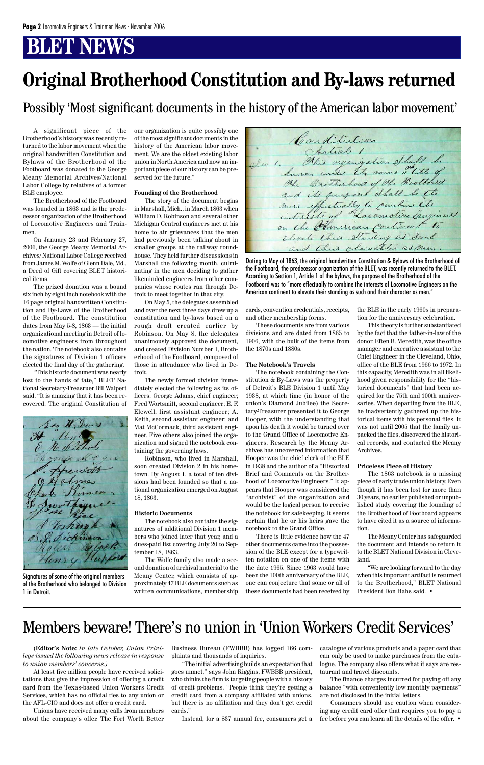# BLET NEWS

# Original Brotherhood Constitution and By-laws returned

## Possibly 'Most significant documents in the history of the American labor movement'

A significant piece of the Brotherhood's history was recently returned to the labor movement when the original handwritten Constitution and Bylaws of the Brotherhood of the Footboard was donated to the George Meany Memorial Archives/National Labor College by relatives of a former BLE employee.

The Brotherhood of the Footboard was founded in 1863 and is the predecessor organization of the Brotherhood of Locomotive Engineers and Trainmen.

On January 23 and February 27, 2006, the George Meany Memorial Archives/ National Labor College received from James M. Wolfe of Glenn Dale, Md., a Deed of Gift covering BLET historical items.

The prized donation was a bound six inch by eight inch notebook with the 16 page original handwritten Constitution and By-Laws of the Brotherhood of the Footboard. The constitution dates from May 5-8, 1863 — the initial organizational meeting in Detroit of locomotive engineers from throughout the nation. The notebook also contains the signatures of Division 1 officers elected the final day of the gathering.

"This historic document was nearly lost to the hands of fate," BLET National Secretary-Treasruer Bill Walpert said. "It is amazing that it has been recovered. The original Constitution of our organization is quite possibly one of the most significant documents in the history of the American labor movement. We are the oldest existing labor union in North America and now an important piece of our history can be preserved for the future."

Signatures of some of the original members of the Brotherhood who belonged to Division 1 in Detroit.

### Founding of the Brotherhood

The story of the document begins in Marshall, Mich., in March 1863 when William D. Robinson and several other Michigan Central engineers met at his home to air grievances that the men had previously been talking about in smaller groups at the railway roundhouse. They held further discussions in Marshall the following month, culminating in the men deciding to gather likeminded engineers from other companies whose routes ran through Detroit to meet together in that city.

On May 5, the delegates assembled and over the next three days drew up a constitution and by-laws based on a rough draft created earlier by Robinson. On May 8, the delegates unanimously approved the document, and created Division Number 1, Brotherhood of the Footboard, composed of those in attendance who lived in Detroit.

The newly formed division immediately elected the following as its officers: George Adams, chief engineer; Fred Wortsmitt, second engineer; E. F. Elewell, first assistant engineer; A. Keith, second assistant engineer; and Mat McCormack, third assistant engineer. Five others also joined the organization and signed the notebook containing the governing laws.

Robinson, who lived in Marshall, soon created Division 2 in his hometown. By August 1, a total of ten divisions had been founded so that a national organization emerged on August 18, 1863.

### Historic Documents

The notebook also contains the signatures of additional Division 1 members who joined later that year, and a dues-paid list covering July 20 to September 18, 1863.

The Wolfe family also made a second donation of archival material to the Meany Center, which consists of approximately 47 BLE documents such as written communications, membership cards, convention credentials, receipts, and other membership forms.

These documents are from various divisions and are dated from 1865 to 1906, with the bulk of the items from the 1870s and 1880s.

Dating to May of 1863, the original handwritten Constitution & Bylaws of the Brotherhood of the Footboard, the predecessor organization of the BLET, was recently returned to the BLET. According to Section 1, Article 1 of the bylaws, the purpose of the Brotherhood of the Footboard was to "more effectually to combine the interests of Locomotive Engineers on the American continent to elevate their standing as such and their character as men."

### The Notebook's Travels

The notebook containing the Constitution & By-Laws was the property of Detroit's BLE Division 1 until May 1938, at which time (in honor of the union's Diamond Jubilee) the Secretary-Treasurer presented it to George Hooper, with the understanding that upon his death it would be turned over to the Grand Office of Locomotive Engineers. Research by the Meany Archives has uncovered information that Hooper was the chief clerk of the BLE in 1938 and the author of a "Historical Brief and Comments on the Brotherhood of Locomotive Engineers." It appears that Hooper was considered the "archivist" of the organization and would be the logical person to receive the notebook for safekeeping. It seems certain that he or his heirs gave the notebook to the Grand Office.

There is little evidence how the 47 other documents came into the possession of the BLE except for a typewritten notation on one of the items with the date 1965. Since 1963 would have been the 100th anniversary of the BLE, one can conjecture that some or all of these documents had been received by the BLE in the early 1960s in preparation for the anniversary celebration.

This theory is further substantiated by the fact that the father-in-law of the donor, Eften B. Meredith, was the office manager and executive assistant to the Chief Engineer in the Cleveland, Ohio, office of the BLE from 1966 to 1972. In this capacity, Meredith was in all likelihood given responsibility for the "historical documents" that had been acquired for the 75th and 100th anniversaries. When departing from the BLE, he inadvertently gathered up the historical items with his personal files. It was not until 2005 that the family unpacked the files, discovered the historical records, and contacted the Meany Archives.

### Priceless Piece of History

The 1863 notebook is a missing piece of early trade union history. Even though it has been lost for more than 30 years, no earlier published or unpublished study covering the founding of the Brotherhood of Footboard appears to have cited it as a source of information.

The Meany Center has safeguarded the document and intends to return it to the BLET National Division in Cleveland.

"We are looking forward to the day when this important artifact is returned to the Brotherhood," BLET National President Don Hahs said. •

# Members beware! There's no union in 'Union Workers Credit Services'

**(Editor's Note:** *In late October, Union Privilege issued the following news release in response to union members' concerns.)*

At least five million people have received solicitations that give the impression of offering a credit card from the Texas-based Union Workers Credit Services, which has no official ties to any union or the AFL-CIO and does not offer a credit card.

Unions have received many calls from members about the company's offer. The Fort Worth Better Business Bureau (FWBBB) has logged 166 complaints and thousands of inquiries.

"The initial advertising builds an expectation that goes unmet," says John Riggins, FWBBB president, who thinks the firm is targeting people with a history of credit problems. "People think they're getting a credit card from a company affiliated with unions, but there is no affiliation and they don't get credit cards."

Instead, for a $37 annual fee, consumers get a catalogue of various products and a paper card that can only be used to make purchases from the catalogue. The company also offers what it says are restaurant and travel discounts.

The finance charges incurred for paying off any balance "with conveniently low monthly payments" are not disclosed in the initial letters.

Consumers should use caution when considering any credit card offer that requires you to pay a fee before you can learn all the details of the offer. •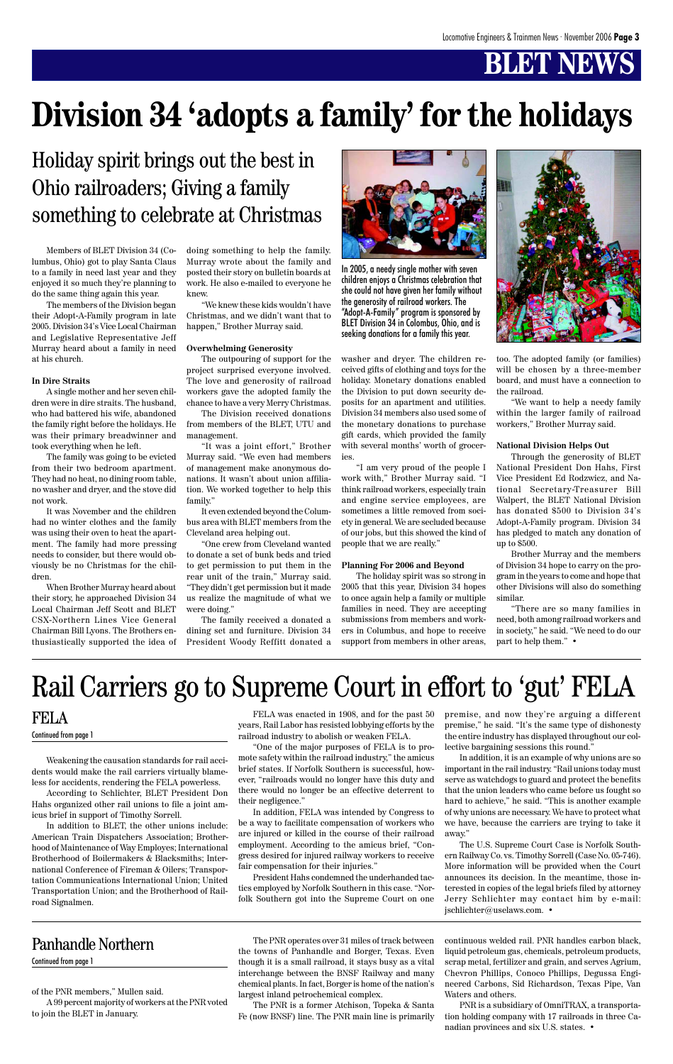# BLET NEWS

# Division 34 'adopts a family' for the holidays

## Holiday spirit brings out the best in Ohio railroaders; Giving a family something to celebrate at Christmas

Members of BLET Division 34 (Columbus, Ohio) got to play Santa Claus to a family in need last year and they enjoyed it so much they're planning to do the same thing again this year.

The members of the Division began their Adopt-A-Family program in late 2005. Division 34's Vice Local Chairman and Legislative Representative Jeff Murray heard about a family in need at his church.

**In Dire Straits**

A single mother and her seven children were in dire straits. The husband, who had battered his wife, abandoned the family right before the holidays. He was their primary breadwinner and took everything when he left.

The family was going to be evicted from their two bedroom apartment. They had no heat, no dining room table, no washer and dryer, and the stove did not work.

It was November and the children had no winter clothes and the family was using their oven to heat the apartment. The family had more pressing needs to consider, but there would obviously be no Christmas for the children.

When Brother Murray heard about their story, he approached Division 34 Local Chairman Jeff Scott and BLET CSX-Northern Lines Vice General Chairman Bill Lyons. The Brothers enthusiastically supported the idea of doing something to help the family. Murray wrote about the family and posted their story on bulletin boards at work. He also e-mailed to everyone he knew.

"We knew these kids wouldn't have Christmas, and we didn't want that to happen," Brother Murray said.

**Overwhelming Generosity**

The outpouring of support for the project surprised everyone involved. The love and generosity of railroad workers gave the adopted family the chance to have a very Merry Christmas.

The Division received donations from members of the BLET, UTU and management.

"It was a joint effort," Brother Murray said. "We even had members of management make anonymous donations. It wasn't about union affiliation. We worked together to help this family."

It even extended beyond the Columbus area with BLET members from the Cleveland area helping out.

"One crew from Cleveland wanted to donate a set of bunk beds and tried to get permission to put them in the rear unit of the train," Murray said. "They didn't get permission but it made us realize the magnitude of what we were doing."

The family received a donated a dining set and furniture. Division 34 President Woody Reffitt donated a washer and dryer. The children received gifts of clothing and toys for the holiday. Monetary donations enabled the Division to put down security deposits for an apartment and utilities. Division 34 members also used some of the monetary donations to purchase gift cards, which provided the family with several months' worth of groceries.

"I am very proud of the people I work with," Brother Murray said. "I think railroad workers, especially train and engine service employees, are sometimes a little removed from society in general. We are secluded because of our jobs, but this showed the kind of people that we are really."

In 2005, a needy single mother with seven children enjoys a Christmas celebration that she could not have given her family without the generosity of railroad workers. The "Adopt-A-Family" program is sponsored by BLET Division 34 in Colombus, Ohio, and is seeking donations for a family this year.

**Planning For 2006 and Beyond**

The holiday spirit was so strong in 2005 that this year, Division 34 hopes to once again help a family or multiple families in need. They are accepting submissions from members and workers in Columbus, and hope to receive support from members in other areas, too. The adopted family (or families) will be chosen by a three-member board, and must have a connection to the railroad.

"We want to help a needy family within the larger family of railroad workers," Brother Murray said.

**National Division Helps Out**

Through the generosity of BLET National President Don Hahs, First Vice President Ed Rodzwicz, and National Secretary-Treasurer Bill Walpert, the BLET National Division has donated $500 to Division 34's Adopt-A-Family program. Division 34 has pledged to match any donation of up to $500.

Brother Murray and the members of Division 34 hope to carry on the program in the years to come and hope that other Divisions will also do something similar.

"There are so many families in need, both among railroad workers and in society," he said. "We need to do our part to help them." •

# Rail Carriers go to Supreme Court in effort to 'gut' FELA

## FELA

Continued from page 1

Weakening the causation standards for rail accidents would make the rail carriers virtually blameless for accidents, rendering the FELA powerless.

According to Schlichter, BLET President Don Hahs organized other rail unions to file a joint amicus brief in support of Timothy Sorrell.

In addition to BLET, the other unions include: American Train Dispatchers Association; Brotherhood of Maintenance of Way Employes; International Brotherhood of Boilermakers & Blacksmiths; International Conference of Fireman & Oilers; Transportation Communications International Union; United Transportation Union; and the Brotherhood of Railroad Signalmen.

FELA was enacted in 1908, and for the past 50 years, Rail Labor has resisted lobbying efforts by the railroad industry to abolish or weaken FELA.

"One of the major purposes of FELA is to promote safety within the railroad industry," the amicus brief states. If Norfolk Southern is successful, however, "railroads would no longer have this duty and there would no longer be an effective deterrent to their negligence."

In addition, FELA was intended by Congress to be a way to facilitate compensation of workers who are injured or killed in the course of their railroad employment. According to the amicus brief, "Congress desired for injured railway workers to receive fair compensation for their injuries."

President Hahs condemned the underhanded tactics employed by Norfolk Southern in this case. "Norfolk Southern got into the Supreme Court on one premise, and now they're arguing a different premise," he said. "It's the same type of dishonesty the entire industry has displayed throughout our collective bargaining sessions this round."

In addition, it is an example of why unions are so important in the rail industry. "Rail unions today must serve as watchdogs to guard and protect the benefits that the union leaders who came before us fought so hard to achieve," he said. "This is another example of why unions are necessary. We have to protect what we have, because the carriers are trying to take it away."

The U.S. Supreme Court Case is Norfolk Southern Railway Co. vs. Timothy Sorrell (Case No. 05-746). More information will be provided when the Court announces its decision. In the meantime, those interested in copies of the legal briefs filed by attorney Jerry Schlichter may contact him by e-mail: jschlichter@uselaws.com. •

## Panhandle Northern

Continued from page 1

of the PNR members," Mullen said.

A 99 percent majority of workers at the PNR voted to join the BLET in January.

The PNR operates over 31 miles of track between the towns of Panhandle and Borger, Texas. Even though it is a small railroad, it stays busy as a vital interchange between the BNSF Railway and many chemical plants. In fact, Borger is home of the nation's largest inland petrochemical complex.

The PNR is a former Atchison, Topeka & Santa Fe (now BNSF) line. The PNR main line is primarily continuous welded rail. PNR handles carbon black, liquid petroleum gas, chemicals, petroleum products, scrap metal, fertilizer and grain, and serves Agrium, Chevron Phillips, Conoco Phillips, Degussa Engineered Carbons, Sid Richardson, Texas Pipe, Van Waters and others.

PNR is a subsidiary of OmniTRAX, a transportation holding company with 17 railroads in three Canadian provinces and six U.S. states. •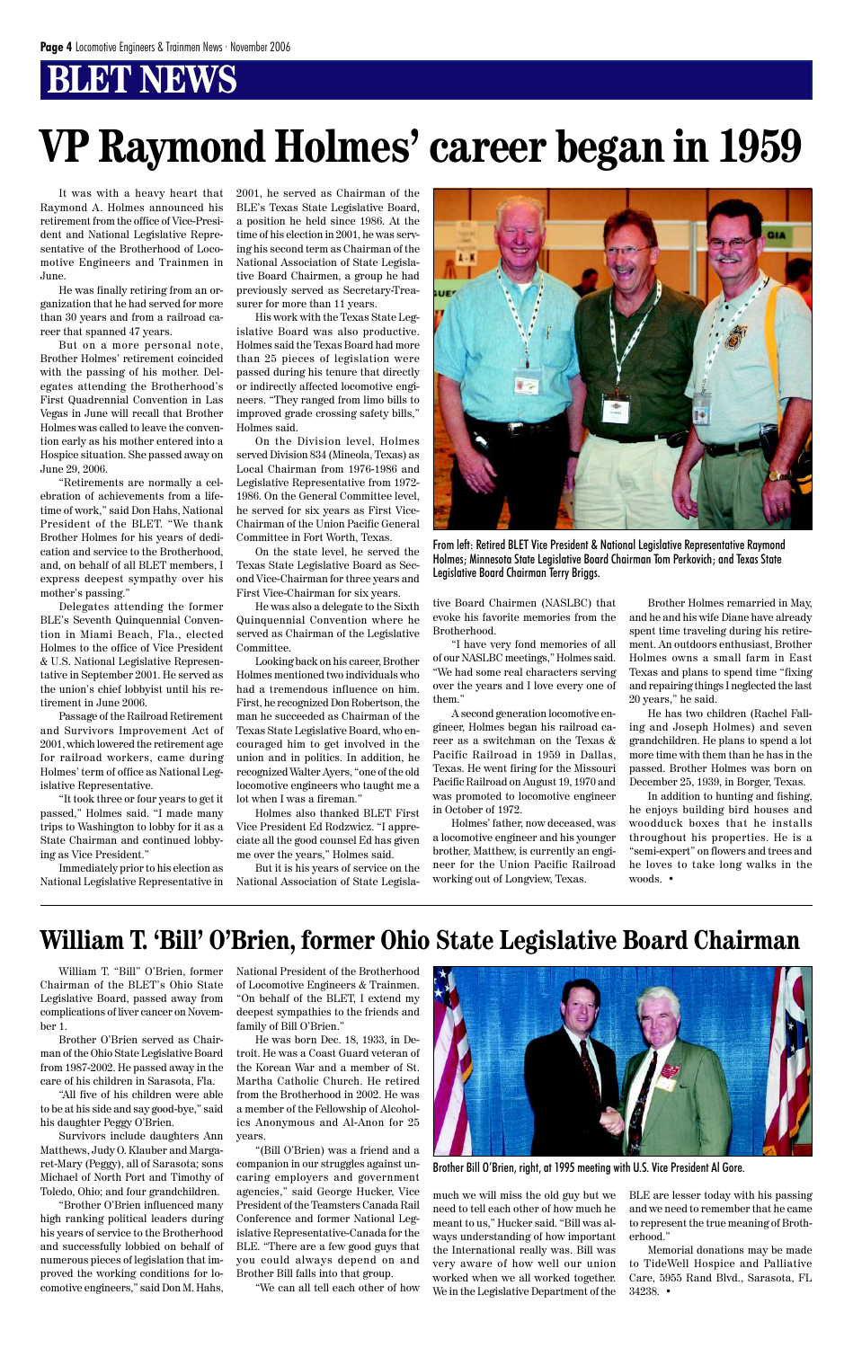# BLET NEWS

# VP Raymond Holmes' career began in 1959

It was with a heavy heart that Raymond A. Holmes announced his retirement from the office of Vice-President and National Legislative Representative of the Brotherhood of Locomotive Engineers and Trainmen in June.

He was finally retiring from an organization that he had served for more than 30 years and from a railroad career that spanned 47 years.

But on a more personal note, Brother Holmes' retirement coincided with the passing of his mother. Delegates attending the Brotherhood's First Quadrennial Convention in Las Vegas in June will recall that Brother Holmes was called to leave the convention early as his mother entered into a Hospice situation. She passed away on June 29, 2006.

"Retirements are normally a celebration of achievements from a lifetime of work," said Don Hahs, National President of the BLET. "We thank Brother Holmes for his years of dedication and service to the Brotherhood, and, on behalf of all BLET members, I express deepest sympathy over his mother's passing."

Delegates attending the former BLE's Seventh Quinquennial Convention in Miami Beach, Fla., elected Holmes to the office of Vice President & U.S. National Legislative Representative in September 2001. He served as the union's chief lobbyist until his retirement in June 2006.

Passage of the Railroad Retirement and Survivors Improvement Act of 2001, which lowered the retirement age for railroad workers, came during Holmes' term of office as National Legislative Representative.

"It took three or four years to get it passed," Holmes said. "I made many trips to Washington to lobby for it as a State Chairman and continued lobbying as Vice President."

Immediately prior to his election as National Legislative Representative in 2001, he served as Chairman of the BLE's Texas State Legislative Board, a position he held since 1986. At the time of his election in 2001, he was serving his second term as Chairman of the National Association of State Legislative Board Chairmen, a group he had previously served as Secretary-Treasurer for more than 11 years.

His work with the Texas State Legislative Board was also productive. Holmes said the Texas Board had more than 25 pieces of legislation were passed during his tenure that directly or indirectly affected locomotive engineers. "They ranged from limo bills to improved grade crossing safety bills," Holmes said.

On the Division level, Holmes served Division 834 (Mineola, Texas) as Local Chairman from 1976-1986 and Legislative Representative from 1972-1986. On the General Committee level, he served for six years as First Vice-Chairman of the Union Pacific General Committee in Fort Worth, Texas.

On the state level, he served the Texas State Legislative Board as Second Vice-Chairman for three years and First Vice-Chairman for six years.

He was also a delegate to the Sixth Quinquennial Convention where he served as Chairman of the Legislative Committee.

Looking back on his career, Brother Holmes mentioned two individuals who had a tremendous influence on him. First, he recognized Don Robertson, the man he succeeded as Chairman of the Texas State Legislative Board, who encouraged him to get involved in the union and in politics. In addition, he recognized Walter Ayers, "one of the old locomotive engineers who taught me a lot when I was a fireman."

Holmes also thanked BLET First Vice President Ed Rodzwicz. "I appreciate all the good counsel Ed has given me over the years," Holmes said.

But it is his years of service on the National Association of State Legislative Board Chairmen (NASLBC) that evoke his favorite memories from the Brotherhood.

"I have very fond memories of all of our NASLBC meetings," Holmes said. "We had some real characters serving over the years and I love every one of them."

A second generation locomotive engineer, Holmes began his railroad career as a switchman on the Texas & Pacific Railroad in 1959 in Dallas, Texas. He went firing for the Missouri Pacific Railroad on August 19, 1970 and was promoted to locomotive engineer in October of 1972.

Holmes' father, now deceased, was a locomotive engineer and his younger brother, Matthew, is currently an engineer for the Union Pacific Railroad working out of Longview, Texas.

Brother Holmes remarried in May, and he and his wife Diane have already spent time traveling during his retirement. An outdoors enthusiast, Brother Holmes owns a small farm in East Texas and plans to spend time "fixing and repairing things I neglected the last 20 years," he said.

He has two children (Rachel Falling and Joseph Holmes) and seven grandchildren. He plans to spend a lot more time with them than he has in the passed. Brother Holmes was born on December 25, 1939, in Borger, Texas.

In addition to hunting and fishing, he enjoys building bird houses and woodduck boxes that he installs throughout his properties. He is a "semi-expert" on flowers and trees and he loves to take long walks in the woods. •

From left: Retired BLET Vice President & National Legislative Representative Raymond Holmes; Minnesota State Legislative Board Chairman Tom Perkovich; and Texas State Legislative Board Chairman Terry Briggs.

## William T. 'Bill' O'Brien, former Ohio State Legislative Board Chairman

William T. "Bill" O'Brien, former Chairman of the BLET's Ohio State Legislative Board, passed away from complications of liver cancer on November 1.

Brother O'Brien served as Chairman of the Ohio State Legislative Board from 1987-2002. He passed away in the care of his children in Sarasota, Fla.

"All five of his children were able to be at his side and say good-bye," said his daughter Peggy O'Brien.

Survivors include daughters Ann Matthews, Judy O. Klauber and Margaret-Mary (Peggy), all of Sarasota; sons Michael of North Port and Timothy of Toledo, Ohio; and four grandchildren.

"Brother O'Brien influenced many high ranking political leaders during his years of service to the Brotherhood and successfully lobbied on behalf of numerous pieces of legislation that improved the working conditions for locomotive engineers," said Don M. Hahs, National President of the Brotherhood of Locomotive Engineers & Trainmen. "On behalf of the BLET, I extend my deepest sympathies to the friends and family of Bill O'Brien."

He was born Dec. 18, 1933, in Detroit. He was a Coast Guard veteran of the Korean War and a member of St. Martha Catholic Church. He retired from the Brotherhood in 2002. He was a member of the Fellowship of Alcoholics Anonymous and Al-Anon for 25 years.

"(Bill O'Brien) was a friend and a companion in our struggles against uncaring employers and government agencies," said George Hucker, Vice President of the Teamsters Canada Rail Conference and former National Legislative Representative-Canada for the BLE. "There are a few good guys that you could always depend on and Brother Bill falls into that group.

"We can all tell each other of how much we will miss the old guy but we need to tell each other of how much he meant to us," Hucker said. "Bill was always understanding of how important the International really was. Bill was very aware of how well our union worked when we all worked together. We in the Legislative Department of the BLE are lesser today with his passing and we need to remember that he came to represent the true meaning of Brotherhood."

Memorial donations may be made to TideWell Hospice and Palliative Care, 5955 Rand Blvd., Sarasota, FL 34238. •

Brother Bill O'Brien, right, at 1995 meeting with U.S. Vice President Al Gore.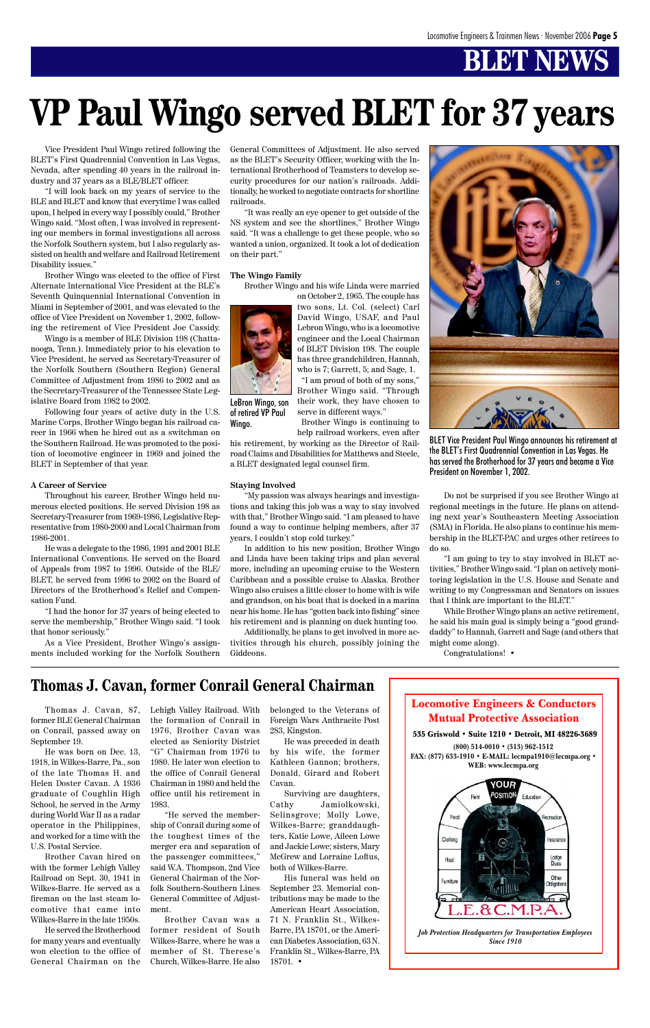# VP Paul Wingo served BLET for 37 years

Vice President Paul Wingo retired following the BLET's First Quadrennial Convention in Las Vegas, Nevada, after spending 40 years in the railroad industry and 37 years as a BLE/BLET officer.

"I will look back on my years of service to the BLE and BLET and know that everytime I was called upon, I helped in every way I possibly could," Brother Wingo said. "Most often, I was involved in representing our members in formal investigations all across the Norfolk Southern system, but I also regularly assisted on health and welfare and Railroad Retirement Disability issues."

Brother Wingo was elected to the office of First Alternate International Vice President at the BLE's Seventh Quinquennial International Convention in Miami in September of 2001, and was elevated to the office of Vice President on November 1, 2002, following the retirement of Vice President Joe Cassidy.

Wingo is a member of BLE Division 198 (Chattanooga, Tenn.). Immediately prior to his elevation to Vice President, he served as Secretary-Treasurer of the Norfolk Southern (Southern Region) General Committee of Adjustment from 1986 to 2002 and as the Secretary-Treasurer of the Tennessee State Legislative Board from 1982 to 2002.

Following four years of active duty in the U.S. Marine Corps, Brother Wingo began his railroad career in 1966 when he hired out as a switchman on the Southern Railroad. He was promoted to the position of locomotive engineer in 1969 and joined the BLET in September of that year.

### A Career of Service

Throughout his career, Brother Wingo held numerous elected positions. He served Division 198 as Secretary-Treasurer from 1969-1986, Legislative Representative from 1980-2000 and Local Chairman from 1986-2001.

He was a delegate to the 1986, 1991 and 2001 BLE International Conventions. He served on the Board of Appeals from 1987 to 1996. Outside of the BLE/BLET, he served from 1996 to 2002 on the Board of Directors of the Brotherhood's Relief and Compensation Fund.

"I had the honor for 37 years of being elected to serve the membership," Brother Wingo said. "I took that honor seriously."

As a Vice President, Brother Wingo's assignments included working for the Norfolk Southern General Committees of Adjustment. He also served as the BLET's Security Officer, working with the International Brotherhood of Teamsters to develop security procedures for our nation's railroads. Additionally, he worked to negotiate contracts for shortline railroads.

"It was really an eye opener to get outside of the NS system and see the shortlines," Brother Wingo said. "It was a challenge to get these people, who so wanted a union, organized. It took a lot of dedication on their part."

### The Wingo Family

Brother Wingo and his wife Linda were married on October 2, 1965. The couple has two sons, Lt. Col. (select) Carl David Wingo, USAF, and Paul Lebron Wingo, who is a locomotive engineer and the Local Chairman of BLET Division 198. The couple has three grandchildren, Hannah, who is 7; Garrett, 5; and Sage, 1.

LeBron Wingo, son of retired VP Paul Wingo.

"I am proud of both of my sons," Brother Wingo said. "Through their work, they have chosen to serve in different ways."

Brother Wingo is continuing to help railroad workers, even after his retirement, by working as the Director of Railroad Claims and Disabilities for Matthews and Steele, a BLET designated legal counsel firm.

### Staying Involved

"My passion was always hearings and investigations and taking this job was a way to stay involved with that," Brother Wingo said. "I am pleased to have found a way to continue helping members, after 37 years, I couldn't stop cold turkey."

In addition to his new position, Brother Wingo and Linda have been taking trips and plan several more, including an upcoming cruise to the Western Caribbean and a possible cruise to Alaska. Brother Wingo also cruises a little closer to home with is wife and grandson, on his boat that is docked in a marina near his home. He has "gotten back into fishing" since his retirement and is planning on duck hunting too.

Additionally, he plans to get involved in more activities through his church, possibly joining the Giddeons.

BLET Vice President Paul Wingo announces his retirement at the BLET's First Quadrennial Convention in Las Vegas. He has served the Brotherhood for 37 years and became a Vice President on November 1, 2002.

Do not be surprised if you see Brother Wingo at regional meetings in the future. He plans on attending next year's Southeastern Meeting Association (SMA) in Florida. He also plans to continue his membership in the BLET-PAC and urges other retirees to do so.

"I am going to try to stay involved in BLET activities," Brother Wingo said. "I plan on actively monitoring legislation in the U.S. House and Senate and writing to my Congressman and Senators on issues that I think are important to the BLET."

While Brother Wingo plans an active retirement, he said his main goal is simply being a "good granddaddy" to Hannah, Garrett and Sage (and others that might come along).

Congratulations! •

## Thomas J. Cavan, former Conrail General Chairman

Thomas J. Cavan, 87, former BLE General Chairman on Conrail, passed away on September 19.

He was born on Dec. 13, 1918, in Wilkes-Barre, Pa., son of the late Thomas H. and Helen Doster Cavan. A 1936 graduate of Coughlin High School, he served in the Army during World War II as a radar operator in the Philippines, and worked for a time with the U.S. Postal Service.

Brother Cavan hired on with the former Lehigh Valley Railroad on Sept. 30, 1941 in Wilkes-Barre. He served as a fireman on the last steam locomotive that came into Wilkes-Barre in the late 1950s.

He served the Brotherhood for many years and eventually won election to the office of General Chairman on the Lehigh Valley Railroad. With the formation of Conrail in 1976, Brother Cavan was elected as Seniority District "G" Chairman from 1976 to 1980. He later won election to the office of Conrail General Chairman in 1980 and held the office until his retirement in 1983.

"He served the membership of Conrail during some of the toughest times of the merger era and separation of the passenger committees," said W.A. Thompson, 2nd Vice General Chairman of the Norfolk Southern-Southern Lines General Committee of Adjustment.

Brother Cavan was a former resident of South Wilkes-Barre, where he was a member of St. Therese's Church, Wilkes-Barre. He also belonged to the Veterans of Foreign Wars Anthracite Post 283, Kingston.

He was preceded in death by his wife, the former Kathleen Gannon; brothers, Donald, Girard and Robert Cavan.

Surviving are daughters, Cathy Jamiolkowski, Selinsgrove; Molly Lowe, Wilkes-Barre; granddaughters, Katie Lowe, Aileen Lowe and Jackie Lowe; sisters, Mary McGrew and Lorraine Loftus, both of Wilkes-Barre.

His funeral was held on September 23. Memorial contributions may be made to the American Heart Association, 71 N. Franklin St., Wilkes-Barre, PA 18701, or the American Diabetes Association, 63 N. Franklin St., Wilkes-Barre, PA 18701. •

**Locomotive Engineers & Conductors Mutual Protective Association**

**535 Griswold • Suite 1210 • Detroit, MI 48226-3689**

**(800) 514-0010 • (313) 962-1512**
**FAX: (877) 633-1910 • E-MAIL: lecmpa1910@lecmpa.org • WEB: www.lecmpa.org**

YOUR POSITION — Rent, Education, Food, Recreation, Clothing, Insurance, Heat, Lodge Dues, Furniture, Other Obligations

L.E.&C.M.P.A.

*Job Protection Headquarters for Transportation Employees Since 1910*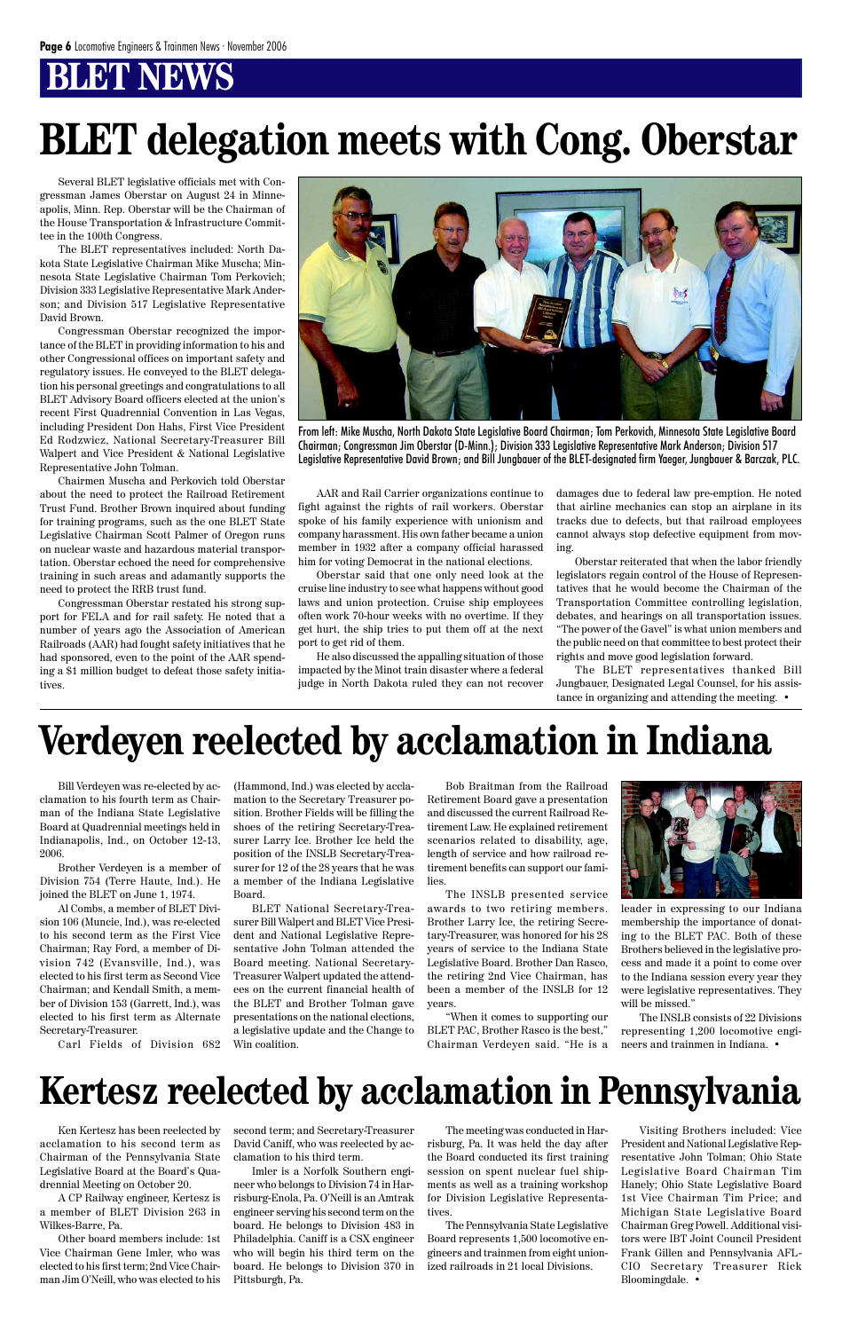# BLET NEWS

# BLET delegation meets with Cong. Oberstar

Several BLET legislative officials met with Congressman James Oberstar on August 24 in Minneapolis, Minn. Rep. Obestar will be the Chairman of the House Transportation & Infrastructure Committee in the 100th Congress.

The BLET representatives included: North Dakota State Legislative Chairman Mike Muscha; Minnesota State Legislative Chairman Tom Perkovich; Division 333 Legislative Representative Mark Anderson; and Division 517 Legislative Representative David Brown.

Congressman Oberstar recognized the importance of the BLET in providing information to his and other Congressional offices on important safety and regulatory issues. He conveyed to the BLET delegation his personal greetings and congratulations to all BLET Advisory Board officers elected at the union's recent First Quadrennial Convention in Las Vegas, including President Don Hahs, First Vice President Ed Rodzwicz, National Secretary-Treasurer Bill Walpert and Vice President & National Legislative Representative John Tolman.

Chairmen Muscha and Perkovich told Oberstar about the need to protect the Railroad Retirement Trust Fund. Brother Brown inquired about funding for training programs, such as the one BLET State Legislative Chairman Scott Palmer of Oregon runs on nuclear waste and hazardous material transportation. Oberstar echoed the need for comprehensive training in such areas and adamantly supports the need to protect the RRB trust fund.

Congressman Oberstar restated his strong support for FELA and for rail safety. He noted that a number of years ago the Association of American Railroads (AAR) had fought safety initiatives that he had sponsored, even to the point of the AAR spending a $1 million budget to defeat those safety initiatives.

From left: Mike Muscha, North Dakota State Legislative Board Chairman; Tom Perkovich, Minnesota State Legislative Board Chairman; Congressman Jim Oberstar (D-Minn.); Division 333 Legislative Representative Mark Anderson; Division 517 Legislative Representative David Brown; and Bill Jungbauer of the BLET-designated firm Yaeger, Jungbauer & Barczak, PLC.

AAR and Rail Carrier organizations continue to fight against the rights of rail workers. Oberstar spoke of his family experience with unionism and company harassment. His own father became a union member in 1932 after a company official harassed him for voting Democrat in the national elections.

Oberstar said that one only need look at the cruise line industry to see what happens without good laws and union protection. Cruise ship employees often work 70-hour weeks with no overtime. If they get hurt, the ship tries to put them off at the next port to get rid of them.

He also discussed the appalling situation of those impacted by the Minot train disaster where a federal judge in North Dakota ruled they can not recover damages due to federal law pre-emption. He noted that airline mechanics can stop an airplane in its tracks due to defects, but that railroad employees cannot always stop defective equipment from moving.

Oberstar reiterated that when the labor friendly legislators regain control of the House of Representatives that he would become the Chairman of the Transportation Committee controlling legislation, debates, and hearings on all transportation issues. "The power of the Gavel" is what union members and the public need on that committee to best protect their rights and move good legislation forward.

The BLET representatives thanked Bill Jungbauer, Designated Legal Counsel, for his assistance in organizing and attending the meeting. •

# Verdeyen reelected by acclamation in Indiana

Bill Verdeyen was re-elected by acclamation to his fourth term as Chairman of the Indiana State Legislative Board at Quadrennial meetings held in Indianapolis, Ind., on October 12-13, 2006.

Brother Verdeyen is a member of Division 754 (Terre Haute, Ind.). He joined the BLET on June 1, 1974.

Al Combs, a member of BLET Division 106 (Muncie, Ind.), was re-elected to his second term as the First Vice Chairman; Ray Ford, a member of Division 742 (Evansville, Ind.), was elected to his first term as Second Vice Chairman; and Kendall Smith, a member of Division 153 (Garrett, Ind.), was elected to his first term as Alternate Secretary-Treasurer.

Carl Fields of Division 682 (Hammond, Ind.) was elected by acclamation to the Secretary Treasurer position. Brother Fields will be filling the shoes of the retiring Secretary-Treasurer Larry Ice. Brother Ice held the position of the INSLB Secretary-Treasurer for 12 of the 28 years that he was a member of the Indiana Legislative Board.

BLET National Secretary-Treasurer Bill Walpert and BLET Vice President and National Legislative Representative John Tolman attended the Board meeting. National Secretary-Treasurer Walpert updated the attendees on the current financial health of the BLET and Brother Tolman gave presentations on the national elections, a legislative update and the Change to Win coalition.

Bob Braitman from the Railroad Retirement Board gave a presentation and discussed the current Railroad Retirement Law. He explained retirement scenarios related to disability, age, length of service and how railroad retirement benefits can support our families.

The INSLB presented service awards to two retiring members. Brother Larry Ice, the retiring Secretary-Treasurer, was honored for his 28 years of service to the Indiana State Legislative Board. Brother Dan Rasco, the retiring 2nd Vice Chairman, has been a member of the INSLB for 12 years.

"When it comes to supporting our BLET PAC, Brother Rasco is the best," Chairman Verdeyen said. "He is a leader in expressing to our Indiana membership the importance of donating to the BLET PAC. Both of these Brothers believed in the legislative process and made it a point to come over to the Indiana session every year they were legislative representatives. They will be missed."

The INSLB consists of 22 Divisions representing 1,200 locomotive engineers and trainmen in Indiana. •

# Kertesz reelected by acclamation in Pennsylvania

Ken Kertesz has been reelected by acclamation to his second term as Chairman of the Pennsylvania State Legislative Board at the Board's Quadrennial Meeting on October 20.

A CP Railway engineer, Kertesz is a member of BLET Division 263 in Wilkes-Barre, Pa.

Other board members include: 1st Vice Chairman Gene Imler, who was elected to his first term; 2nd Vice Chairman Jim O'Neill, who was elected to his second term; and Secretary-Treasurer David Caniff, who was reelected by acclamation to his third term.

Imler is a Norfolk Southern engineer who belongs to Division 74 in Harrisburg-Enola, Pa. O'Neill is an Amtrak engineer serving his second term on the board. He belongs to Division 483 in Philadelphia. Caniff is a CSX engineer who will begin his third term on the board. He belongs to Division 370 in Pittsburgh, Pa.

The meeting was conducted in Harrisburg, Pa. It was held the day after the Board conducted its first training session on spent nuclear fuel shipments as well as a training workshop for Division Legislative Representatives.

The Pennsylvania State Legislative Board represents 1,500 locomotive engineers and trainmen from eight unionized railroads in 21 local Divisions.

Visiting Brothers included: Vice President and National Legislative Representative John Tolman; Ohio State Legislative Board Chairman Tim Hanely; Ohio State Legislative Board 1st Vice Chairman Tim Price; and Michigan State Legislative Board Chairman Greg Powell. Additional visitors were IBT Joint Council President Frank Gillen and Pennsylvania AFL-CIO Secretary Treasurer Rick Bloomingdale. •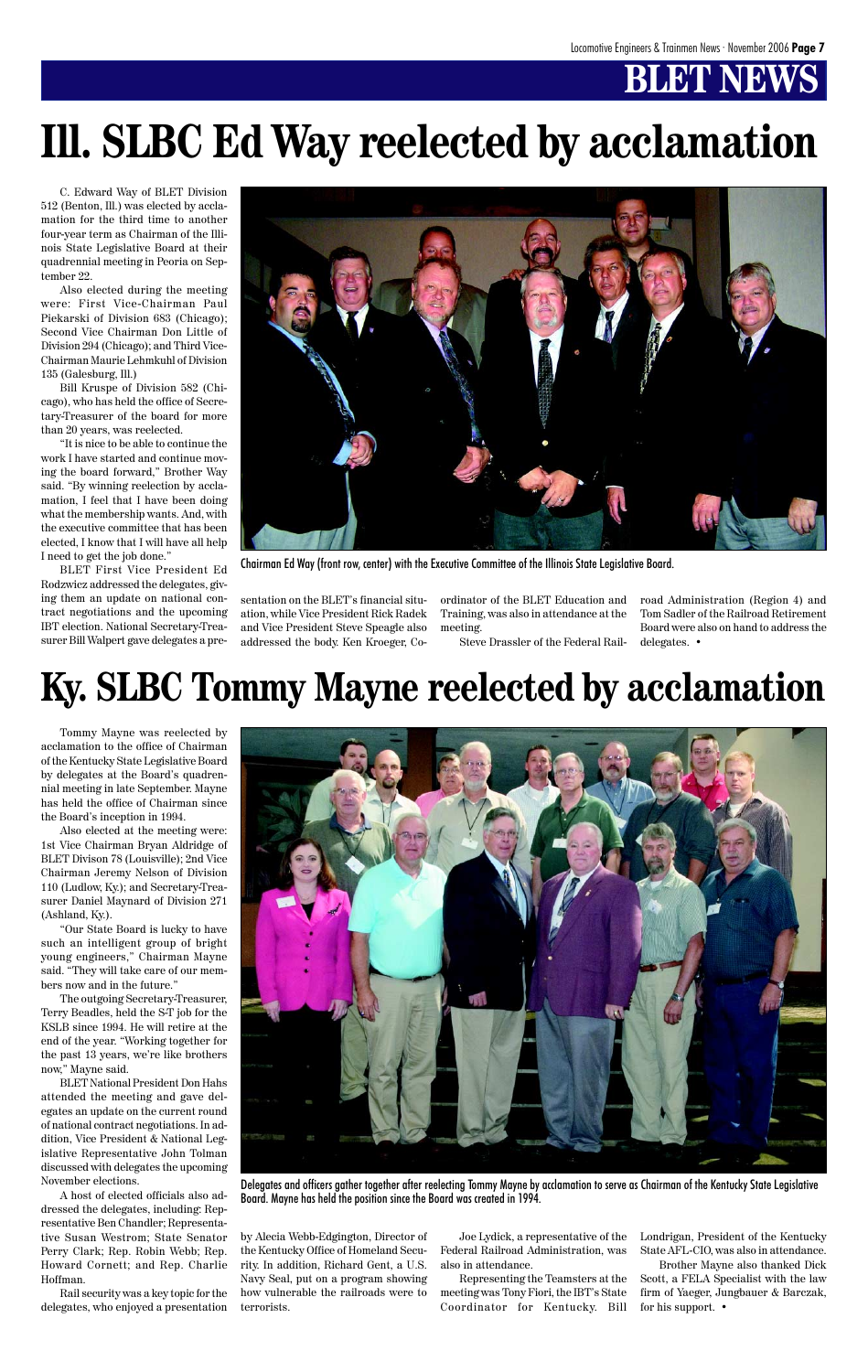# BLET NEWS

# Ill. SLBC Ed Way reelected by acclamation

C. Edward Way of BLET Division 512 (Benton, Ill.) was elected by acclamation for the third time to another four-year term as Chairman of the Illinois State Legislative Board at their quadrennial meeting in Peoria on September 22.

Also elected during the meeting were: First Vice-Chairman Paul Piekarski of Division 683 (Chicago); Second Vice Chairman Don Little of Division 294 (Chicago); and Third Vice-Chairman Maurie Lehmkuhl of Division 135 (Galesburg, Ill.)

Bill Kruspe of Division 582 (Chicago), who has held the office of Secretary-Treasurer of the board for more than 20 years, was reelected.

"It is nice to be able to continue the work I have started and continue moving the board forward," Brother Way said. "By winning reelection by acclamation, I feel that I have been doing what the membership wants. And, with the executive committee that has been elected, I know that I will have all help I need to get the job done."

BLET First Vice President Ed Rodzwicz addressed the delegates, giving them an update on national contract negotiations and the upcoming IBT election. National Secretary-Treasurer Bill Walpert gave delegates a presentation on the BLET's financial situation, while Vice President Rick Radek and Vice President Steve Speagle also addressed the body. Ken Kroeger, Co-ordinator of the BLET Education and Training, was also in attendance at the meeting.

Steve Drassler of the Federal Railroad Administration (Region 4) and Tom Sadler of the Railroad Retirement Board were also on hand to address the delegates. •

Chairman Ed Way (front row, center) with the Executive Committee of the Illinois State Legislative Board.

# Ky. SLBC Tommy Mayne reelected by acclamation

Tommy Mayne was reelected by acclamation to the office of Chairman of the Kentucky State Legislative Board by delegates at the Board's quadrennial meeting in late September. Mayne has held the office of Chairman since the Board's inception in 1994.

Also elected at the meeting were: 1st Vice Chairman Bryan Aldridge of BLET Divison 78 (Louisville); 2nd Vice Chairman Jeremy Nelson of Division 110 (Ludlow, Ky.); and Secretary-Treasurer Daniel Maynard of Division 271 (Ashland, Ky.).

"Our State Board is lucky to have such an intelligent group of bright young engineers," Chairman Mayne said. "They will take care of our members now and in the future."

The outgoing Secretary-Treasurer, Terry Beadles, held the S-T job for the KSLB since 1994. He will retire at the end of the year. "Working together for the past 13 years, we're like brothers now," Mayne said.

BLET National President Don Hahs attended the meeting and gave delegates an update on the current round of national contract negotiations. In addition, Vice President & National Legislative Representative John Tolman discussed with delegates the upcoming November elections.

A host of elected officials also addressed the delegates, including: Representative Ben Chandler; Representative Susan Westrom; State Senator Perry Clark; Rep. Robin Webb; Rep. Howard Cornett; and Rep. Charlie Hoffman.

Rail security was a key topic for the delegates, who enjoyed a presentation by Alecia Webb-Edgington, Director of the Kentucky Office of Homeland Security. In addition, Richard Gent, a U.S. Navy Seal, put on a program showing how vulnerable the railroads were to terrorists.

Joe Lydick, a representative of the Federal Railroad Administration, was also in attendance.

Representing the Teamsters at the meeting was Tony Fiori, the IBT's State Coordinator for Kentucky. Bill Londrigan, President of the Kentucky State AFL-CIO, was also in attendance.

Brother Mayne also thanked Dick Scott, a FELA Specialist with the law firm of Yaeger, Jungbauer & Barczak, for his support. •

Delegates and officers gather together after reelecting Tommy Mayne by acclamation to serve as Chairman of the Kentucky State Legislative Board. Mayne has held the position since the Board was created in 1994.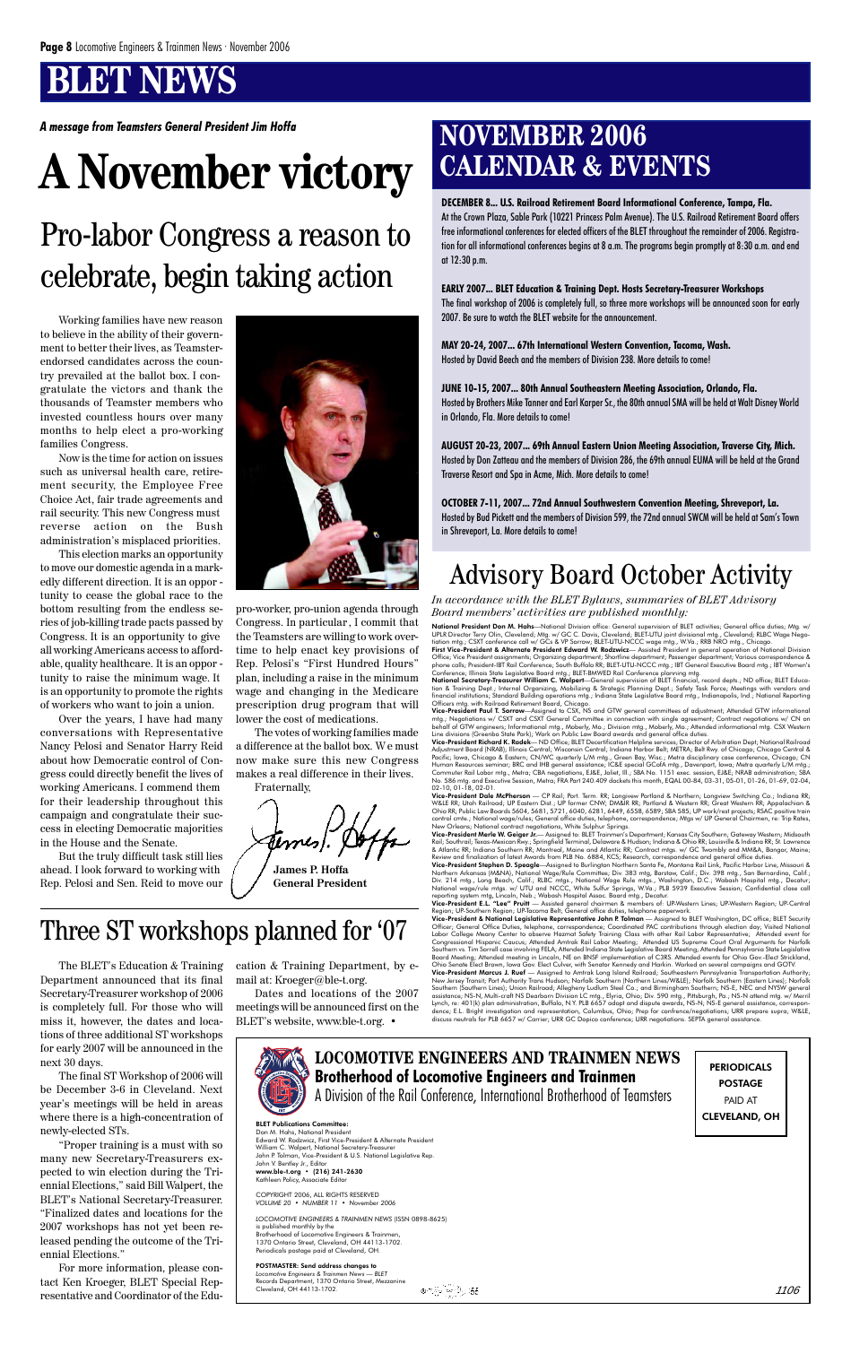# BLET NEWS

*A message from Teamsters General President Jim Hoffa*

# A November victory

## Pro-labor Congress a reason to celebrate, begin taking action

Working families have new reason to believe in the ability of their government to better their lives, as Teamster-endorsed candidates across the country prevailed at the ballot box. I congratulate the victors and thank the thousands of Teamster members who invested countless hours over many months to help elect a pro-working families Congress.

Now is the time for action on issues such as universal health care, retirement security, the Employee Free Choice Act, fair trade agreements and rail security. This new Congress must reverse action on the Bush administration's misplaced priorities.

This election marks an opportunity to move our domestic agenda in a markedly different direction. It is an opportunity to cease the global race to the bottom resulting from the endless series of job-killing trade pacts passed by Congress. It is an opportunity to give all working Americans access to affordable, quality healthcare. It is an opportunity to raise the minimum wage. It is an opportunity to promote the rights of workers who want to join a union.

Over the years, I have had many conversations with Representative Nancy Pelosi and Senator Harry Reid about how Democratic control of Congress could directly benefit the lives of working Americans. I commend them for their leadership throughout this campaign and congratulate their success in electing Democratic majorities in the House and the Senate.

But the truly difficult task still lies ahead. I look forward to working with Rep. Pelosi and Sen. Reid to move our pro-worker, pro-union agenda through Congress. In particular, I commit that the Teamsters are willing to work overtime to help enact key provisions of Rep. Pelosi's "First Hundred Hours" plan, including a raise in the minimum wage and changing in the Medicare prescription drug program that will lower the cost of medications.

The votes of working families made a difference at the ballot box. We must now make sure this new Congress makes a real difference in their lives.

Fraternally,

**James P. Hoffa**
**General President**

# Three ST workshops planned for '07

The BLET's Education & Training Department announced that its final Secretary-Treasurer workshop of 2006 is completely full. For those who will miss it, however, the dates and locations of three additional ST workshops for early 2007 will be announced in the next 30 days.

The final ST Workshop of 2006 will be December 3-6 in Cleveland. Next year's meetings will be held in areas where there is a high-concentration of newly-elected STs.

"Proper training is a must with so many new Secretary-Treasurers expected to win election during the Triennial Elections," said Bill Walpert, the BLET's National Secretary-Treasurer. "Finalized dates and locations for the 2007 workshops has not yet been released pending the outcome of the Triennial Elections."

For more information, please contact Ken Kroeger, BLET Special Representative and Coordinator of the Education & Training Department, by e-mail at: Kroeger@ble-t.org.

Dates and locations of the 2007 meetings will be announced first on the BLET's website, www.ble-t.org. •

# NOVEMBER 2006 CALENDAR & EVENTS

**DECEMBER 8... U.S. Railroad Retirement Board Informational Conference, Tampa, Fla.**
At the Crown Plaza, Sable Park (10221 Princess Palm Avenue). The U.S. Railroad Retirement Board offers free informational conferences for elected officers of the BLET throughout the remainder of 2006. Registration for all informational conferences begins at 8 a.m. The programs begin promptly at 8:30 a.m. and end at 12:30 p.m.

**EARLY 2007... BLET Education & Training Dept. Hosts Secretary-Treasurer Workshops**
The final workshop of 2006 is completely full, so three more workshops will be announced soon for early 2007. Be sure to watch the BLET website for the announcement.

**MAY 20-24, 2007... 67th International Western Convention, Tacoma, Wash.**
Hosted by David Beech and the members of Division 238. More details to come!

**JUNE 10-15, 2007... 80th Annual Southeastern Meeting Association, Orlando, Fla.**
Hosted by Brothers Mike Tanner and Earl Karper Sr., the 80th annual SMA will be held at Walt Disney World in Orlando, Fla. More details to come!

**AUGUST 20-23, 2007... 69th Annual Eastern Union Meeting Association, Traverse City, Mich.**
Hosted by Don Zatteau and the members of Division 286, the 69th annual EUMA will be held at the Grand Traverse Resort and Spa in Acme, Mich. More details to come!

**OCTOBER 7-11, 2007... 72nd Annual Southwestern Convention Meeting, Shreveport, La.**
Hosted by Bud Pickett and the members of Division 599, the 72nd annual SWCM will be held at Sam's Town in Shreveport, La. More details to come!

# Advisory Board October Activity

*In accordance with the BLET Bylaws, summaries of BLET Advisory Board members' activities are published monthly:*

**National President Don M. Hahs**—National Division office: General supervision of BLET activities; General office duties; Mtg. w/ UPLR Director Terry Olin, Cleveland; Mtg. w/ GC C. Davis, Cleveland; BLET-UTU joint divisional mtg., Cleveland; RLBC Wage Negotiation mtg.; CSXT conference call w/ GCs & VP Sorrow; BLET-UTU-NCCC wage mtg., W.Va.; RRB NRO mtg., Chicago.

**First Vice-President & Alternate President Edward W. Rodzwicz**— Assisted President in general operation of National Division Office; Vice President assignments; Organizing department; Shortline department; Passenger department; Various correspondence & phone calls; President-IBT Rail Conference; South Buffalo RR; BLET-UTU-NCCC mtg.; IBT General Executive Board mtg.; IBT Women's Conference; Illinois State Legislative Board mtg.; BLET-BMWED Rail Conference planning mtg.

**National Secretary-Treasurer William C. Walpert**—General supervision of BLET financial, record depts.; ND office; BLET Education & Training Dept.; Internal Organizing, Mobilizing & Strategic Planning Dept.; Safety Task Force; Meetings with vendors and financial institutions; Standard Building operations mtg.; Indiana State Legislative Board mtg., Indianapolis, Ind.; National Reporting Officers mtg. with Railroad Retirement Board, Chicago.

**Vice-President Paul T. Sorrow**—Assigned to CSX, NS and GTW general committees of adjustment; Attended GTW informational mtg.; Negotiations w/ CSXT and CSXT General Committee in connection with single agreement; Contract negotiations w/ CN on behalf of GTW engineers; Informational mtg., Moberly, Mo.; Division mtg., Moberly, Mo.; Attended informational mtg. CSX Western Line divisions (Greenbo State Park); Work on Public Law Board awards and general office duties.

**Vice-President Richard K. Radek**— ND Office; BLET Decertification Helpline services; Director of Arbitration Dept; National Railroad Adjustment Board (NRAB); Illinois Central; Wisconsin Central; Indiana Harbor Belt; METRA; Belt Rwy. of Chicago; Chicago Central & Pacific; Iowa, Chicago & Eastern; CN/WC quarterly L/M mtg., Green Bay, Wisc.; Metra disciplinary case conference, Chicago; CN Human Resources seminar; BRC and IHB general assistance; IC&E special GCofA mtg., Davenport, Iowa; Metra quarterly L/M mtg.; Commuter Rail Labor mtg., Metra; CBA negotiations, EJ&E, Joliet, Ill.; SBA No. 1151 exec. session, EJ&E; NRAB administration; SBA No. 586 mtg. and Executive Session, Metra; FRA Part 240.409 dockets this month, EQAL 00-84, 03-31, 05-01, 01-26, 01-69, 02-04, 02-10, 01-18, 02-01.

**Vice-President Dale McPherson** — CP Rail; Port. Term. RR; Longview Portland & Northern; Longview Switching Co.; Indiana RR; W&LE RR; Utah Railroad; UP Eastern Dist.; UP former CNW; DM&IR RR; Portland & Western RR; Great Western RR; Appalachian & Ohio RR; Public Law Boards 5604, 5681, 5721, 6040, 6281, 6449, 6558, 6589; SBA 585; UP work/rest projects; RSAC positive train control cmte.; National wage/rules; General office duties, telephone, correspondence; Mtgs w/ UP General Chairmen, re: Trip Rates, New Orleans; National contract negotiations, White Sulphur Springs.

**Vice-President Merle W. Geiger Jr.**— Assigned to: BLET Trainmen's Department; Kansas City Southern; Gateway Western; Midsouth Rail; Southrail; Texas-Mexican Rwy.; Springfield Terminal, Delaware & Hudson; Indiana & Ohio RR; Louisville & Indiana RR; St. Lawrence & Atlantic RR; Indiana Southern RR; Montreal, Maine and Atlantic RR; Contract mtgs. w/ GC Twombly and MM&A, Bangor, Maine; Review and finalization of latest Awards from PLB No. 6884, KCS; Research, correspondence and general office duties.

**Vice-President Stephen D. Speagle**—Assigned to Burlington Northern Santa Fe, Montana Rail Link, Pacific Harbor Line, Missouri & Northern Arkansas (M&NA), National Wage/Rule Committee; Div. 383 mtg, Barstow, Calif.; Div. 398 mtg., San Bernardina, Calif.; Div. 214 mtg., Long Beach, Calif.; KLBC mtgs., National Wage Rule mtgs., Washington, D.C.; Wabash Hospital mtg., Decatur; National wage/rule mtgs. w/ UTU and NCCC, White Sulfur Springs, W.Va.; PLB 5939 Executive Session; Confidential close call reporting system mtg, Lincoln, Neb.; Wabash Hospital Assoc. Board mtg., Decatur.

**Vice-President E.L. "Lee" Pruitt** — Assisted general chairmen & members of: UP-Western Lines; UP-Western Region; UP-Central Region; UP-Southern Region; UP-Tacoma Belt; General office duties, telephone paperwork.

**Vice-President & National Legislative Representative John P. Tolman** — Assigned to BLET Washington, DC office; BLET Security Officer; General Office Duties, telephone, correspondence; Coordinated PAC contributions through election day; Visited National Labor College Meany Center to observe Hazmat Safety Training Class with other Rail Labor Representative; Attended event for Congressional Hispanic Caucus; Attended Amtrak Rail Labor Meeting; Attended US Supreme Court Oral Arguments for Norfolk Southern vs. Tim Sorrell case involving FELA; Attended Indiana State Legislative Board Meeting; Attended Pennsylvania State Legislative Board Meeting; Attended meeting in Lincoln, NE on BNSF implementation of C3RS. Attended events for Ohio Gov.-Elect Strickland, Ohio Senate Elect Brown, Iowa Gov. Elect Culver, with Senator Kennedy and Harkin. Worked on several campaigns and GOTV.

**Vice-President Marcus J. Ruef** — Assigned to Amtrak Long Island Railroad; Southeastern Pennsylvania Transportation Authority; New Jersey Transit; Port Authority Trans Hudson; Norfolk Southern (Northern Lines/W&LE); Norfolk Southern (Eastern Lines); Norfolk Southern (Southern Lines); Union Railroad; Allegheny Ludlum Steel Co.; and Birmingham Southern; NS-E, NEC and NYSW general assistance; NS-N, Multi-craft NS Dearborn Division LC mtg., Elyria, Ohio; Div. 590 mtg., Pittsburgh, Pa.; NS-N attend mtg. w/ Merril Lynch, re: 401(k) plan administration, Buffalo, N.Y. PLB 6657 adopt and dispute awards, NS-N; NS-E general assistance, correspondence; E.L. Bright investigation and representation, Columbus, Ohio; Prep for confrence/negotiations; URR prepare supra; W&LE, discuss neutrals for PLB 6657 w/ Carrier; URR GC Dapico conference; URR negotiations. SEPTA general assistance.

## LOCOMOTIVE ENGINEERS AND TRAINMEN NEWS
### Brotherhood of Locomotive Engineers and Trainmen
A Division of the Rail Conference, International Brotherhood of Teamsters

PERIODICALS POSTAGE PAID AT CLEVELAND, OH

**BLET Publications Committee:**
Don M. Hahs, National President
Edward W. Rodzwicz, First Vice-President & Alternate President
William C. Walpert, National Secretary-Treasurer
John P. Tolman, Vice-President & U.S. National Legislative Rep.
John V. Bentley Jr., Editor
**www.ble-t.org • (216) 241-2630**
Kathleen Policy, Associate Editor

COPYRIGHT 2006, ALL RIGHTS RESERVED
*VOLUME 20 • NUMBER 11 • November 2006*

*LOCOMOTIVE ENGINEERS & TRAINMEN NEWS* (ISSN 0898-8625) is published monthly by the Brotherhood of Locomotive Engineers & Trainmen, 1370 Ontario Street, Cleveland, OH 44113-1702. Periodicals postage paid at Cleveland, OH.

**POSTMASTER: Send address changes to** *Locomotive Engineers & Trainmen News — BLET* Records Department, 1370 Ontario Street, Mezzanine Cleveland, OH 44113-1702.